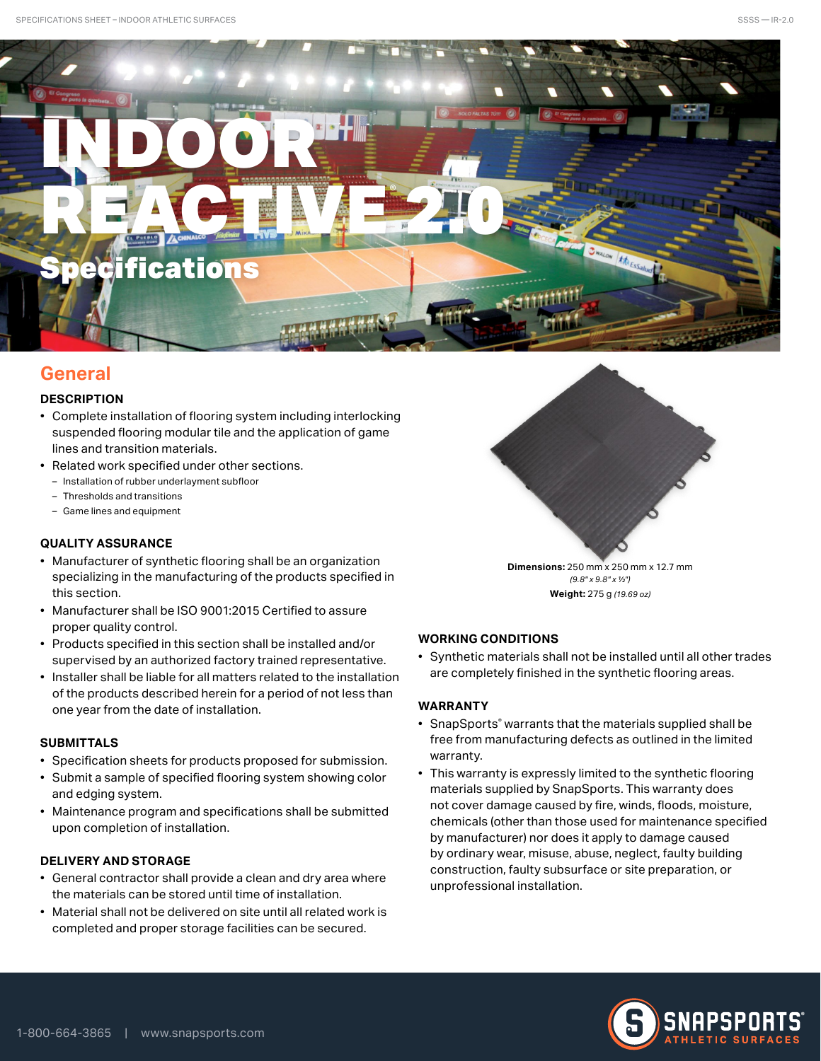# INDOOR REACTIVE® 2.0

## Specifications

## General

### DESCRIPTION

- Complete installation of flooring system including interlocking suspended flooring modular tile and the application of game lines and transition materials.
- Related work specified under other sections.
  - Installation of rubber underlayment subfloor
  - Thresholds and transitions
  - Game lines and equipment

### QUALITY ASSURANCE

- Manufacturer of synthetic flooring shall be an organization specializing in the manufacturing of the products specified in this section.
- Manufacturer shall be ISO 9001:2015 Certified to assure proper quality control.
- Products specified in this section shall be installed and/or supervised by an authorized factory trained representative.
- Installer shall be liable for all matters related to the installation of the products described herein for a period of not less than one year from the date of installation.

### SUBMITTALS

- Specification sheets for products proposed for submission.
- Submit a sample of specified flooring system showing color and edging system.
- Maintenance program and specifications shall be submitted upon completion of installation.

### DELIVERY AND STORAGE

- General contractor shall provide a clean and dry area where the materials can be stored until time of installation.
- Material shall not be delivered on site until all related work is completed and proper storage facilities can be secured.

**Dimensions:** 250 mm x 250 mm x 12.7 mm
*(9.8" x 9.8" x ½")*
**Weight:** 275 g *(19.69 oz)*

### WORKING CONDITIONS

- Synthetic materials shall not be installed until all other trades are completely finished in the synthetic flooring areas.

### WARRANTY

- SnapSports® warrants that the materials supplied shall be free from manufacturing defects as outlined in the limited warranty.
- This warranty is expressly limited to the synthetic flooring materials supplied by SnapSports. This warranty does not cover damage caused by fire, winds, floods, moisture, chemicals (other than those used for maintenance specified by manufacturer) nor does it apply to damage caused by ordinary wear, misuse, abuse, neglect, faulty building construction, faulty subsurface or site preparation, or unprofessional installation.

1-800-664-3865 | www.snapsports.com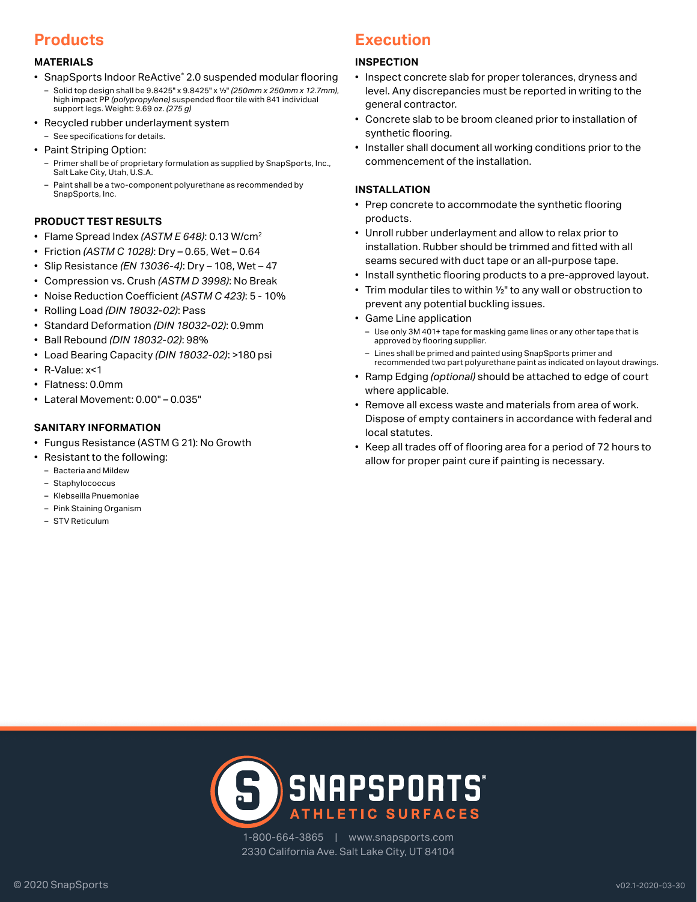## Products

### MATERIALS

- SnapSports Indoor ReActive® 2.0 suspended modular flooring
  - Solid top design shall be 9.8425" x 9.8425" x ½" *(250mm x 250mm x 12.7mm)*, high impact PP *(polypropylene)* suspended floor tile with 841 individual support legs. Weight: 9.69 oz. *(275 g)*
- Recycled rubber underlayment system
  - See specifications for details.
- Paint Striping Option:
  - Primer shall be of proprietary formulation as supplied by SnapSports, Inc., Salt Lake City, Utah, U.S.A.
  - Paint shall be a two-component polyurethane as recommended by SnapSports, Inc.

### PRODUCT TEST RESULTS

- Flame Spread Index *(ASTM E 648)*: 0.13 W/cm²
- Friction *(ASTM C 1028)*: Dry – 0.65, Wet – 0.64
- Slip Resistance *(EN 13036-4)*: Dry – 108, Wet – 47
- Compression vs. Crush *(ASTM D 3998)*: No Break
- Noise Reduction Coefficient *(ASTM C 423)*: 5 - 10%
- Rolling Load *(DIN 18032-02)*: Pass
- Standard Deformation *(DIN 18032-02)*: 0.9mm
- Ball Rebound *(DIN 18032-02)*: 98%
- Load Bearing Capacity *(DIN 18032-02)*: >180 psi
- R-Value: x<1
- Flatness: 0.0mm
- Lateral Movement: 0.00" – 0.035"

### SANITARY INFORMATION

- Fungus Resistance (ASTM G 21): No Growth
- Resistant to the following:
  - Bacteria and Mildew
  - Staphylococcus
  - Klebseilla Pnuemoniae
  - Pink Staining Organism
  - STV Reticulum

## Execution

### INSPECTION

- Inspect concrete slab for proper tolerances, dryness and level. Any discrepancies must be reported in writing to the general contractor.
- Concrete slab to be broom cleaned prior to installation of synthetic flooring.
- Installer shall document all working conditions prior to the commencement of the installation.

### INSTALLATION

- Prep concrete to accommodate the synthetic flooring products.
- Unroll rubber underlayment and allow to relax prior to installation. Rubber should be trimmed and fitted with all seams secured with duct tape or an all-purpose tape.
- Install synthetic flooring products to a pre-approved layout.
- Trim modular tiles to within ½" to any wall or obstruction to prevent any potential buckling issues.
- Game Line application
  - Use only 3M 401+ tape for masking game lines or any other tape that is approved by flooring supplier.
  - Lines shall be primed and painted using SnapSports primer and recommended two part polyurethane paint as indicated on layout drawings.
- Ramp Edging *(optional)* should be attached to edge of court where applicable.
- Remove all excess waste and materials from area of work. Dispose of empty containers in accordance with federal and local statutes.
- Keep all trades off of flooring area for a period of 72 hours to allow for proper paint cure if painting is necessary.

SNAPSPORTS® ATHLETIC SURFACES

1-800-664-3865 | www.snapsports.com
2330 California Ave. Salt Lake City, UT 84104

© 2020 SnapSports

v02.1-2020-03-30